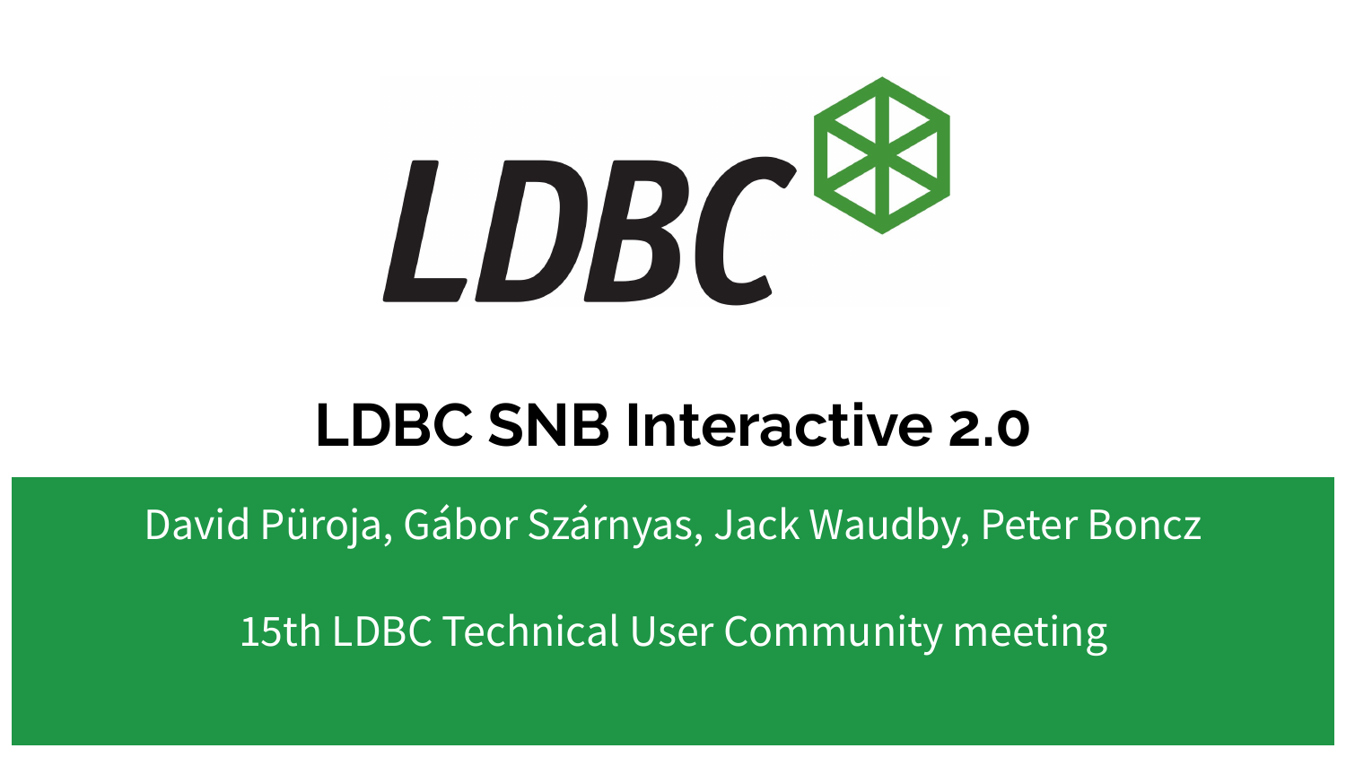LDBC

# LDBC SNB Interactive 2.0

David Püroja, Gábor Szárnyas, Jack Waudby, Peter Boncz

15th LDBC Technical User Community meeting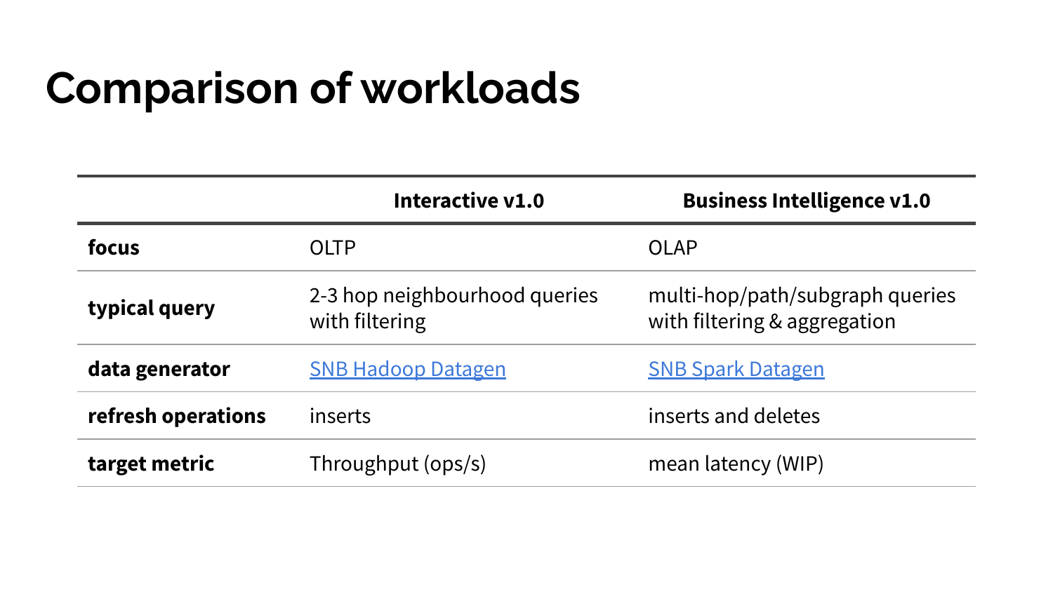# Comparison of workloads

| | Interactive v1.0 | Business Intelligence v1.0 |
|---|---|---|
| **focus** | OLTP | OLAP |
| **typical query** | 2-3 hop neighbourhood queries with filtering | multi-hop/path/subgraph queries with filtering & aggregation |
| **data generator** | SNB Hadoop Datagen | SNB Spark Datagen |
| **refresh operations** | inserts | inserts and deletes |
| **target metric** | Throughput (ops/s) | mean latency (WIP) |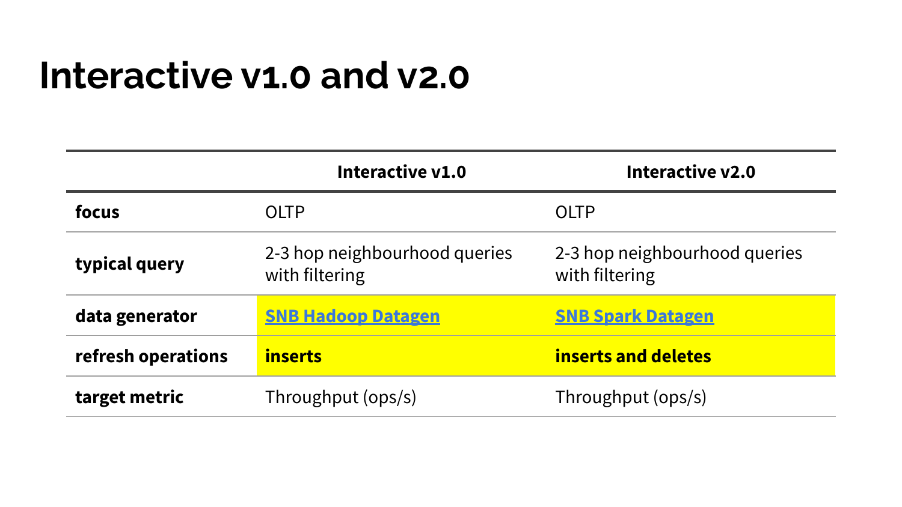# Interactive v1.0 and v2.0

| | Interactive v1.0 | Interactive v2.0 |
|---|---|---|
| **focus** | OLTP | OLTP |
| **typical query** | 2-3 hop neighbourhood queries with filtering | 2-3 hop neighbourhood queries with filtering |
| **data generator** | **SNB Hadoop Datagen** | **SNB Spark Datagen** |
| **refresh operations** | **inserts** | **inserts and deletes** |
| **target metric** | Throughput (ops/s) | Throughput (ops/s) |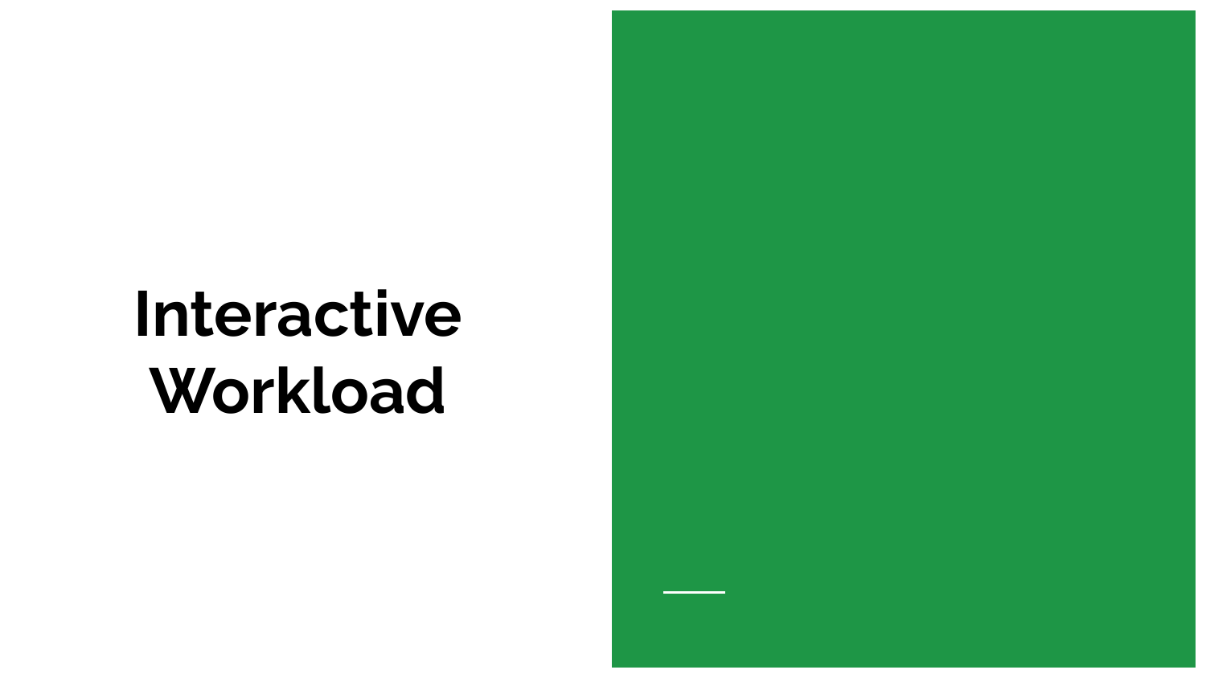# Interactive Workload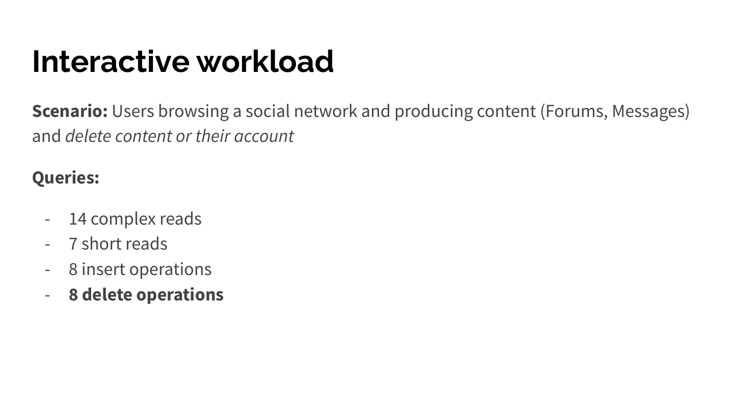# Interactive workload

**Scenario:** Users browsing a social network and producing content (Forums, Messages) and *delete content or their account*

**Queries:**

- 14 complex reads
- 7 short reads
- 8 insert operations
- **8 delete operations**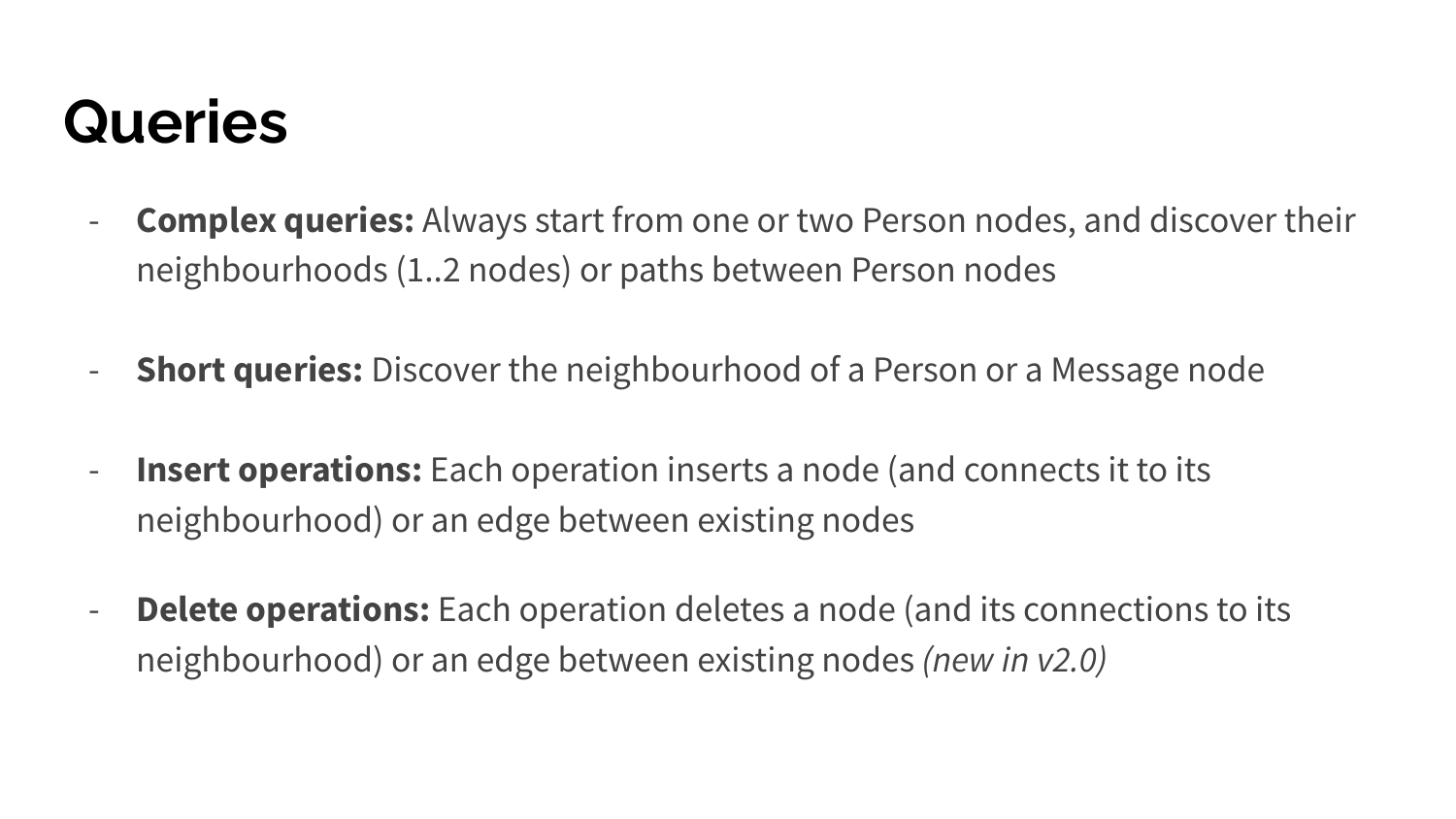# Queries

- **Complex queries:** Always start from one or two Person nodes, and discover their neighbourhoods (1..2 nodes) or paths between Person nodes
- **Short queries:** Discover the neighbourhood of a Person or a Message node
- **Insert operations:** Each operation inserts a node (and connects it to its neighbourhood) or an edge between existing nodes
- **Delete operations:** Each operation deletes a node (and its connections to its neighbourhood) or an edge between existing nodes *(new in v2.0)*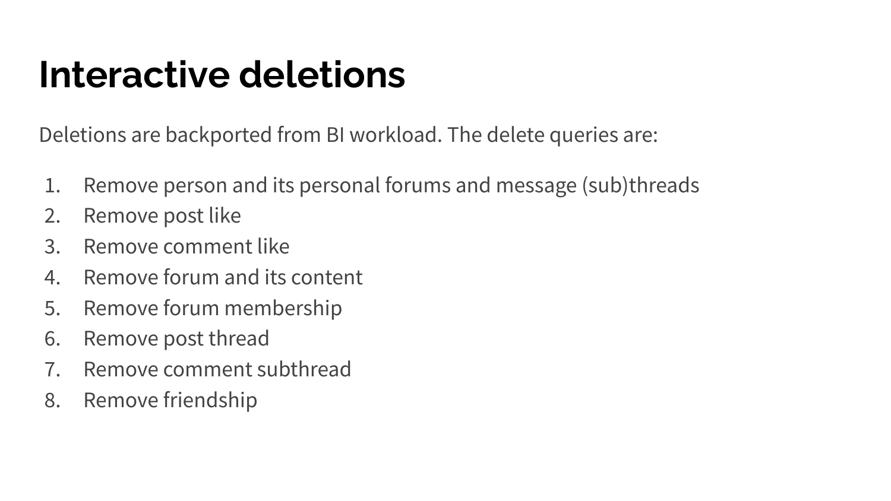# Interactive deletions

Deletions are backported from BI workload. The delete queries are:

1. Remove person and its personal forums and message (sub)threads
2. Remove post like
3. Remove comment like
4. Remove forum and its content
5. Remove forum membership
6. Remove post thread
7. Remove comment subthread
8. Remove friendship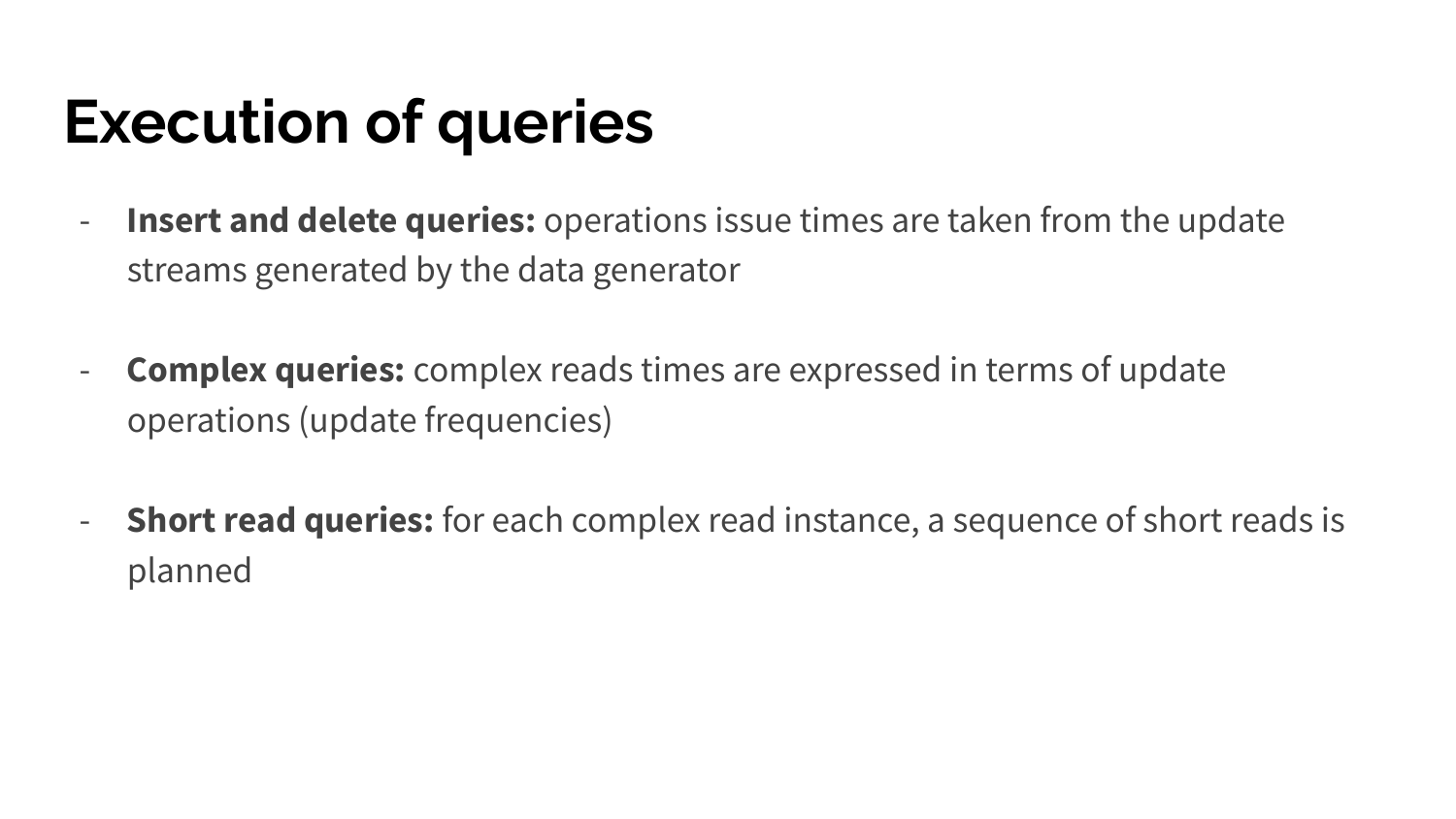# Execution of queries

- **Insert and delete queries:** operations issue times are taken from the update streams generated by the data generator

- **Complex queries:** complex reads times are expressed in terms of update operations (update frequencies)

- **Short read queries:** for each complex read instance, a sequence of short reads is planned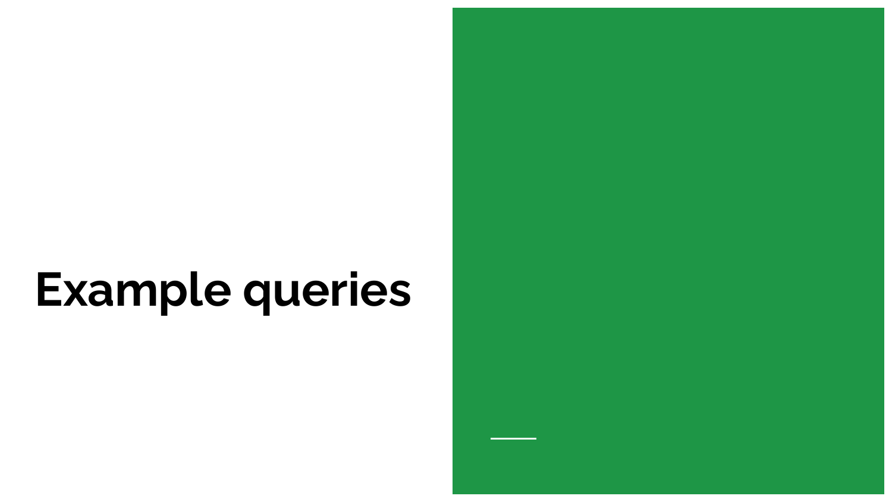# Example queries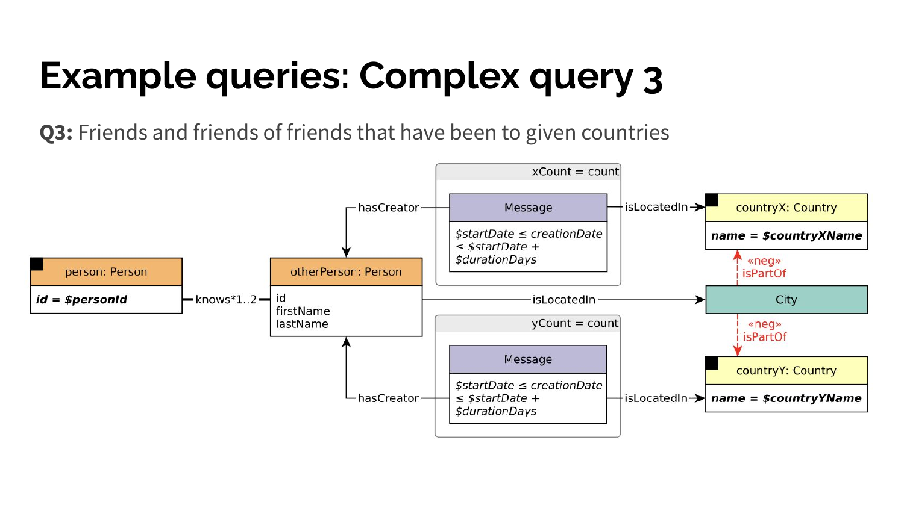# Example queries: Complex query 3

**Q3:** Friends and friends of friends that have been to given countries

person: Person

*id = $personId*

knows*1..2

otherPerson: Person

id
firstName
lastName

hasCreator

xCount = count

Message

*$startDate ≤ creationDate ≤ $startDate + $durationDays*

isLocatedIn

countryX: Country

***name = $countryXName***

«neg» isPartOf

isLocatedIn

City

«neg» isPartOf

hasCreator

yCount = count

Message

*$startDate ≤ creationDate ≤ $startDate + $durationDays*

isLocatedIn

countryY: Country

***name = $countryYName***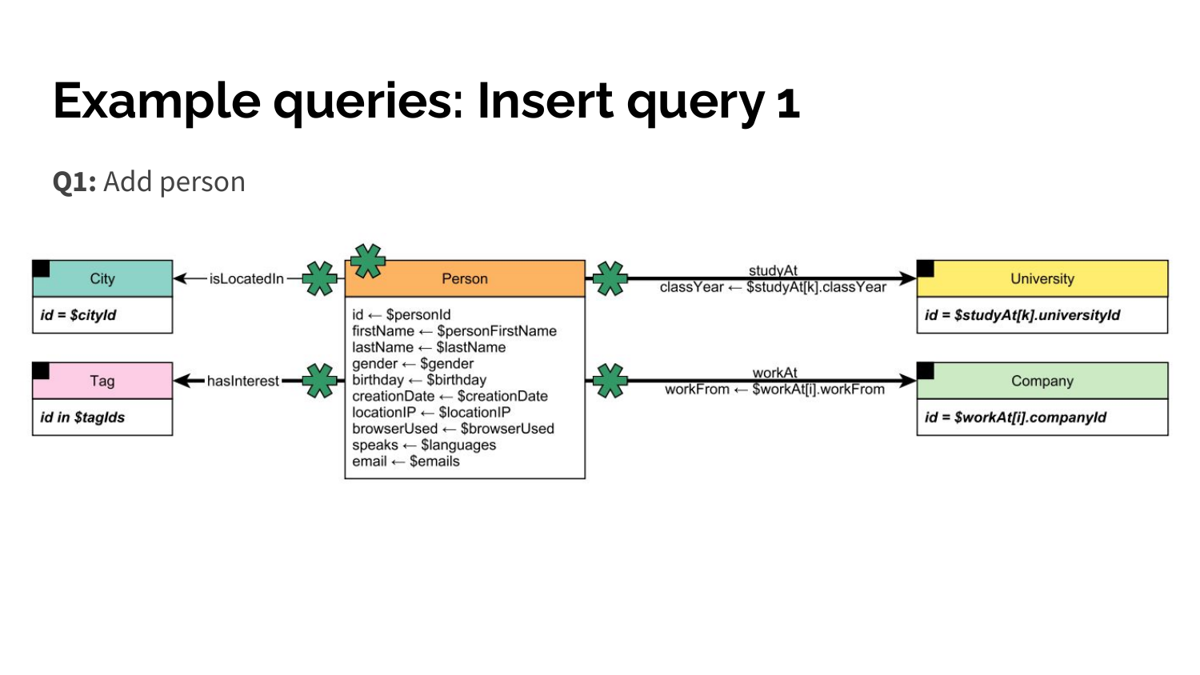# Example queries: Insert query 1

**Q1:** Add person

**City**
*id = $cityId*

—isLocatedIn→

**Tag**
*id in $tagIds*

—hasInterest→

**Person**
id ← $personId
firstName ← $personFirstName
lastName ← $lastName
gender ← $gender
birthday ← $birthday
creationDate ← $creationDate
locationIP ← $locationIP
browserUsed ← $browserUsed
speaks ← $languages
email ← $emails

—studyAt (classYear ← $studyAt[k].classYear)→

**University**
*id = $studyAt[k].universityId*

—workAt (workFrom ← $workAt[i].workFrom)→

**Company**
*id = $workAt[i].companyId*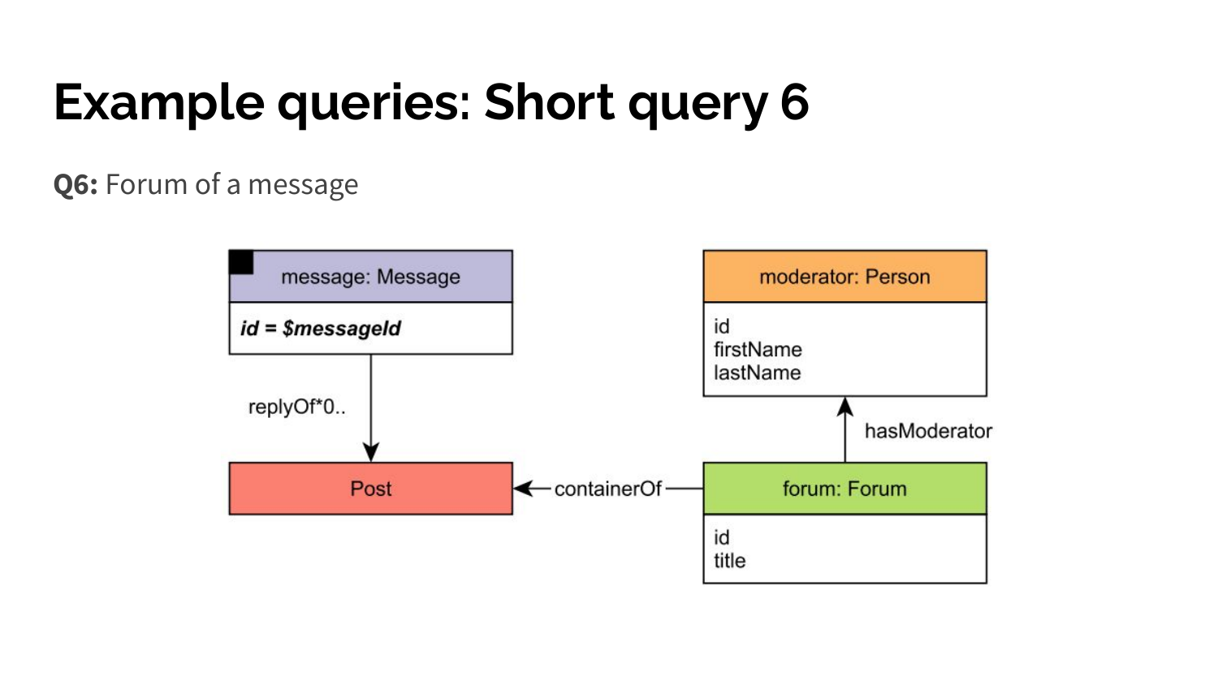# Example queries: Short query 6

**Q6:** Forum of a message

message: Message

*id = $messageId*

replyOf*0..

Post

containerOf

forum: Forum

id
title

hasModerator

moderator: Person

id
firstName
lastName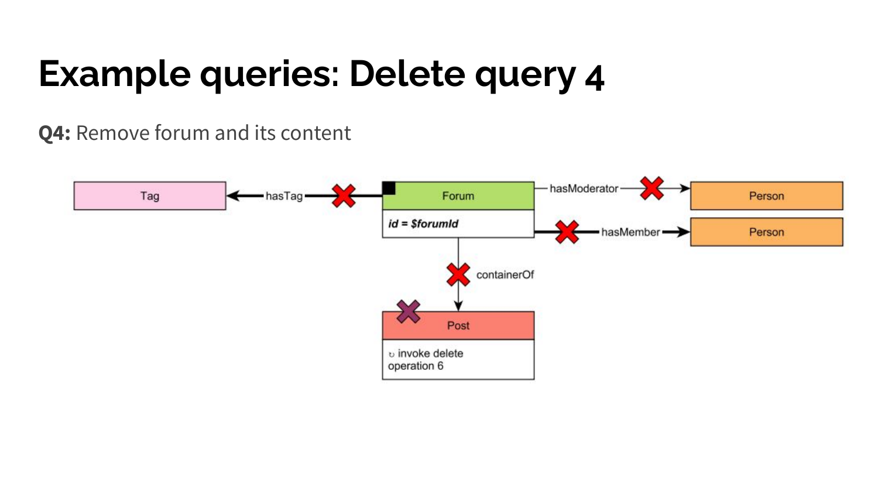# Example queries: Delete query 4

**Q4:** Remove forum and its content

Tag ← hasTag — Forum (*id = $forumId*) — hasModerator → Person

Forum — hasMember → Person

Forum — containerOf → Post (↻ invoke delete operation 6)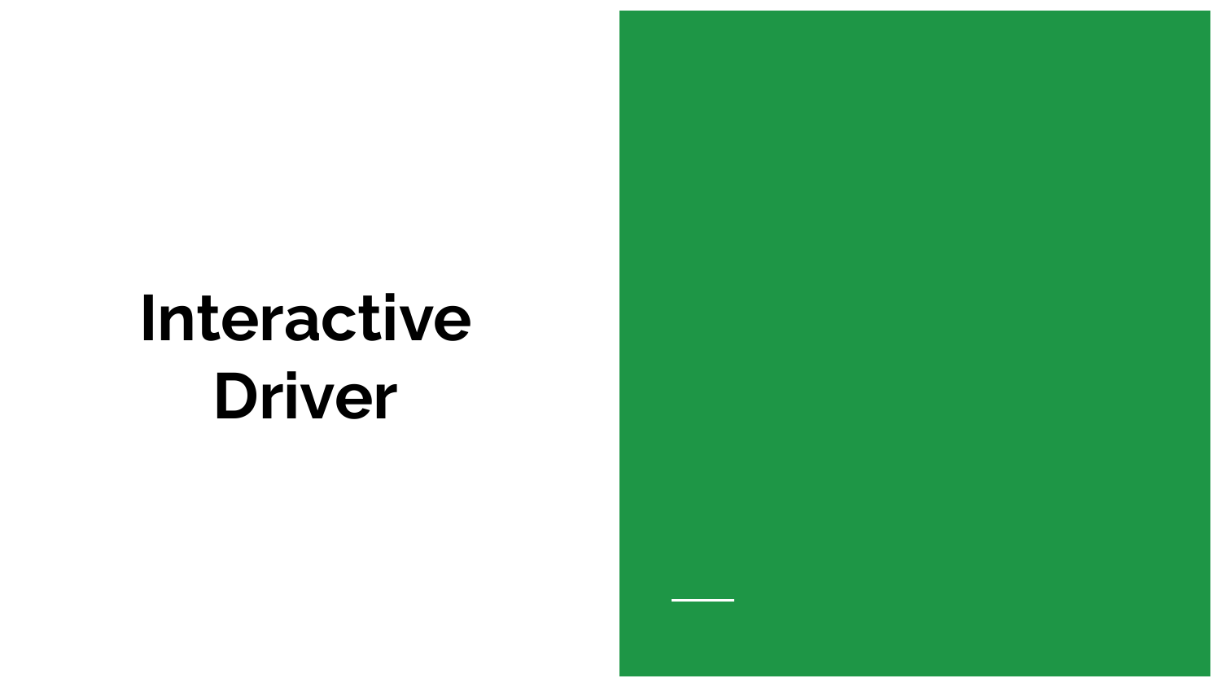# Interactive Driver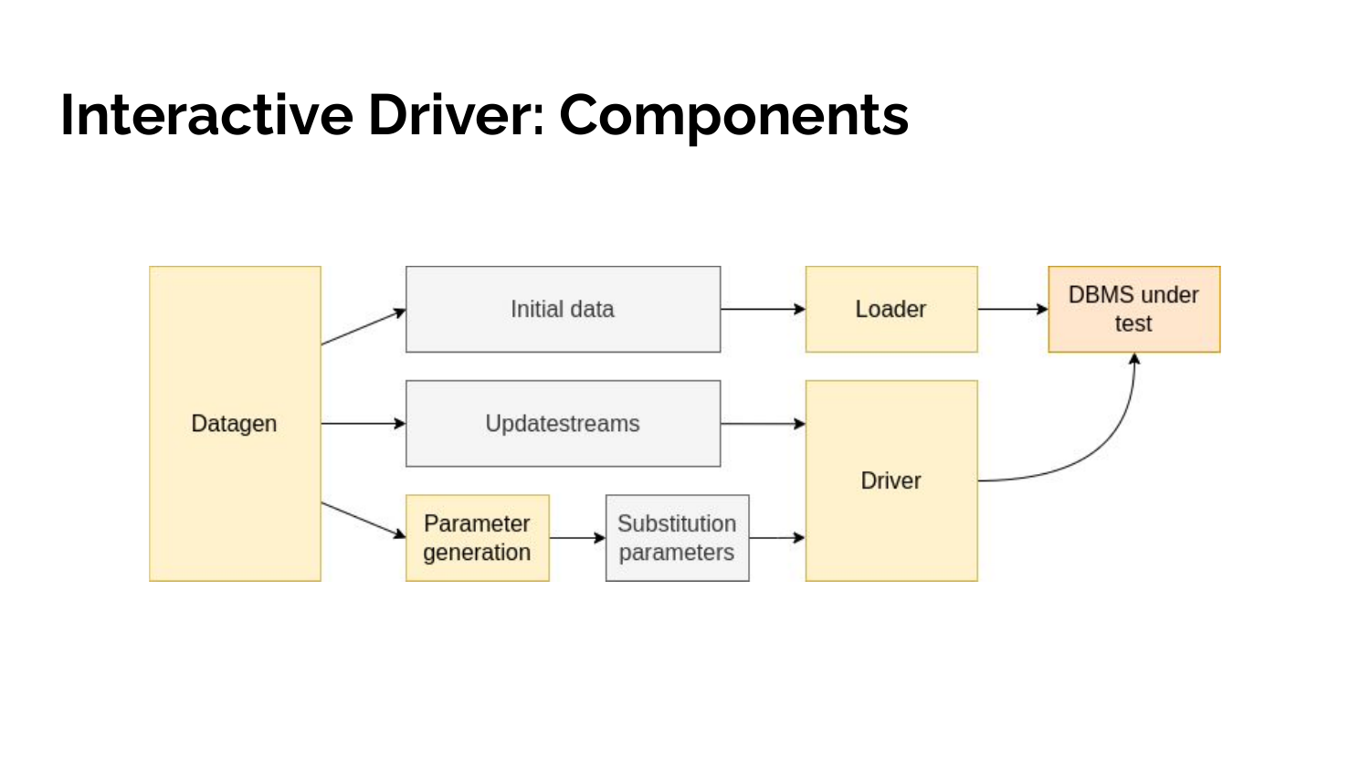# Interactive Driver: Components

Datagen

Initial data

Updatestreams

Parameter generation

Substitution parameters

Loader

Driver

DBMS under test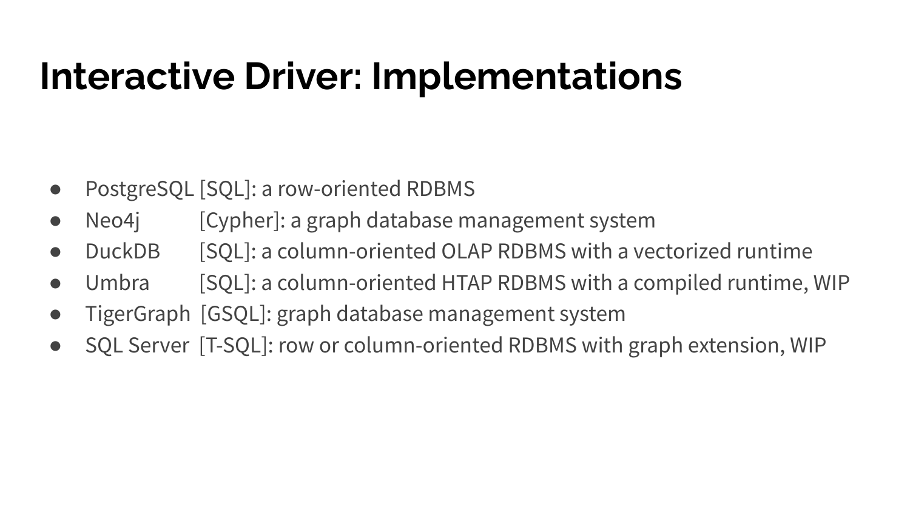# Interactive Driver: Implementations

- PostgreSQL [SQL]: a row-oriented RDBMS
- Neo4j [Cypher]: a graph database management system
- DuckDB [SQL]: a column-oriented OLAP RDBMS with a vectorized runtime
- Umbra [SQL]: a column-oriented HTAP RDBMS with a compiled runtime, WIP
- TigerGraph [GSQL]: graph database management system
- SQL Server [T-SQL]: row or column-oriented RDBMS with graph extension, WIP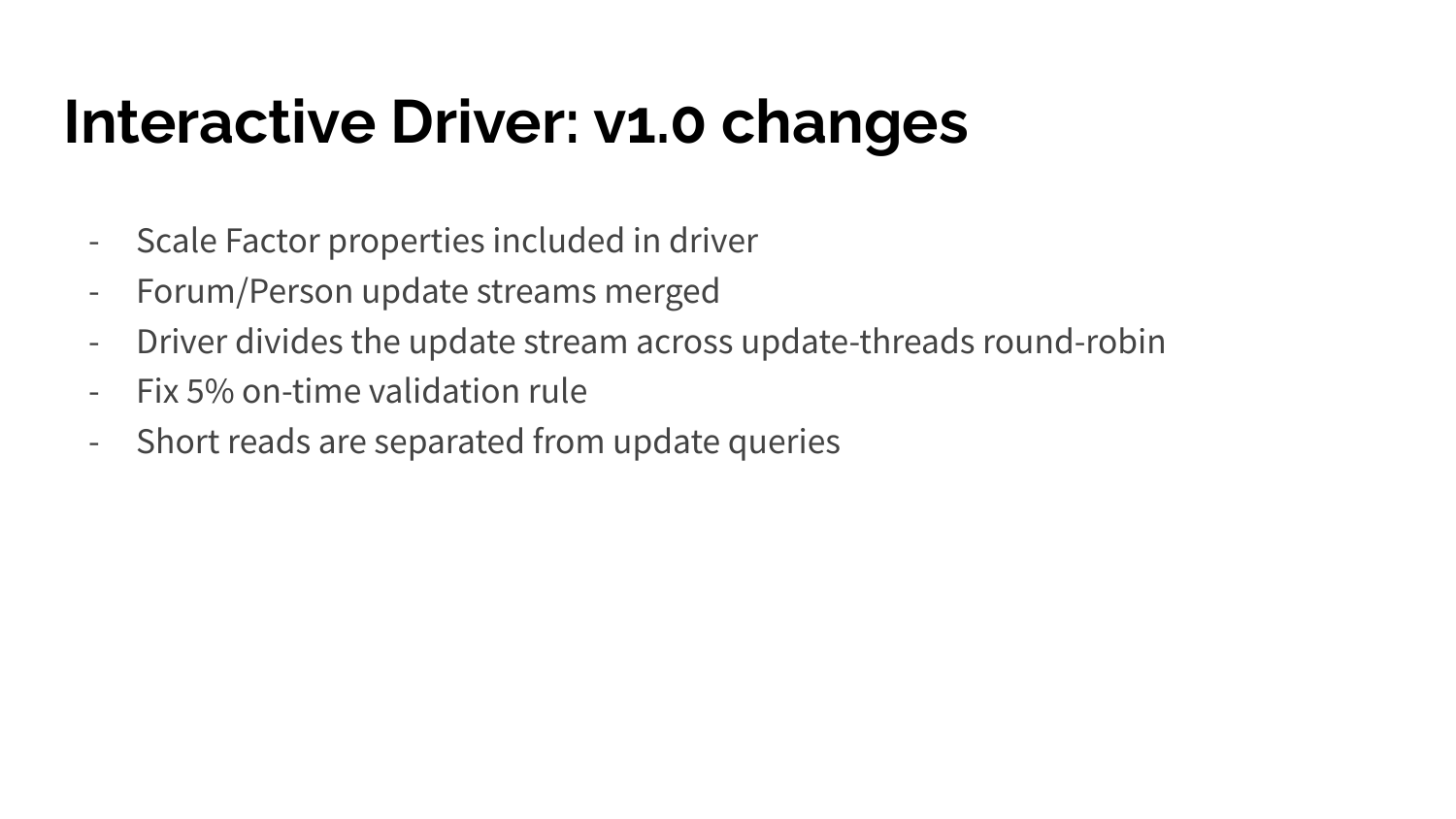# Interactive Driver: v1.0 changes

- Scale Factor properties included in driver
- Forum/Person update streams merged
- Driver divides the update stream across update-threads round-robin
- Fix 5% on-time validation rule
- Short reads are separated from update queries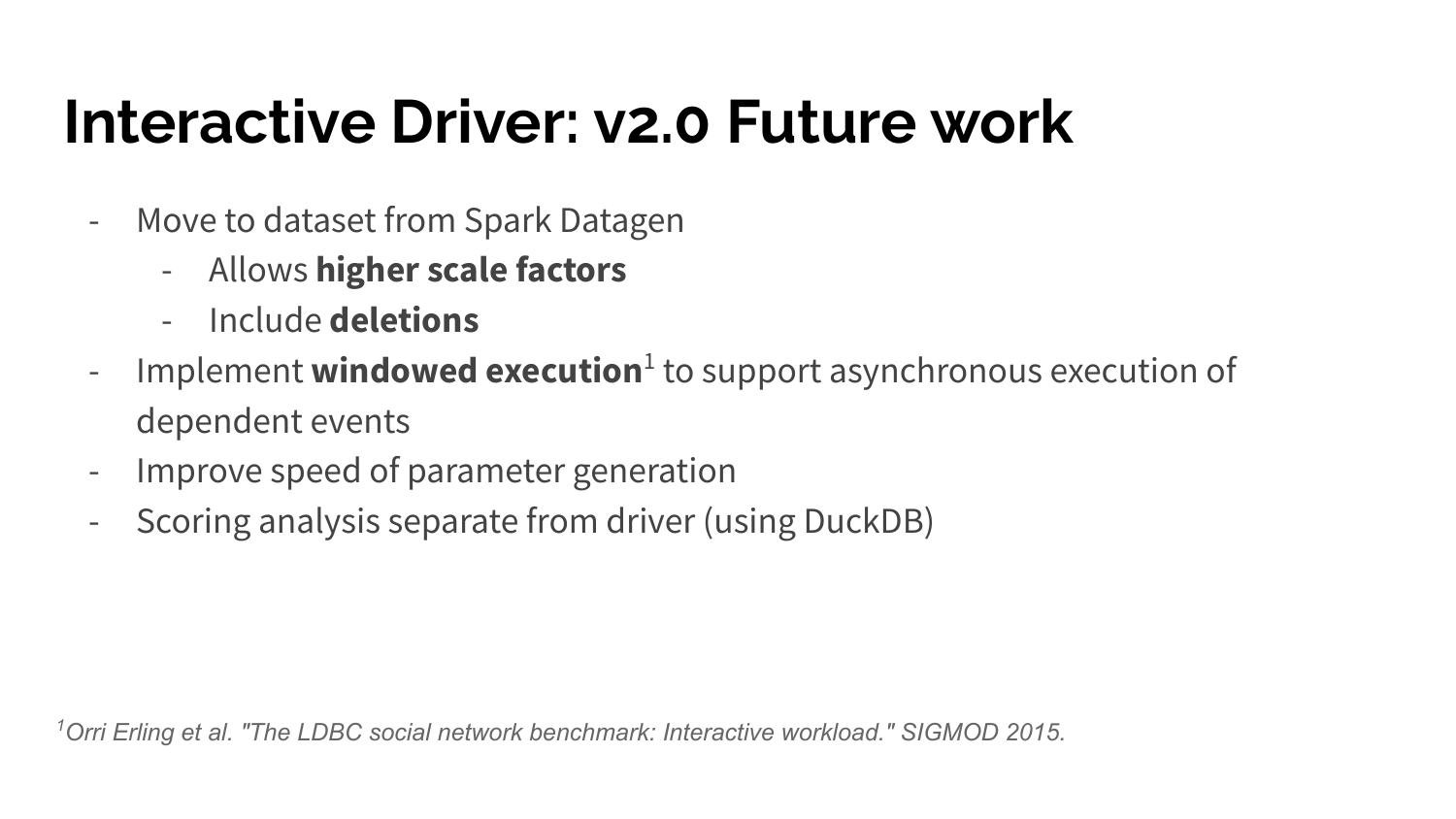# Interactive Driver: v2.0 Future work

- Move to dataset from Spark Datagen
  - Allows **higher scale factors**
  - Include **deletions**
- Implement **windowed execution**[1] to support asynchronous execution of dependent events
- Improve speed of parameter generation
- Scoring analysis separate from driver (using DuckDB)

*[1] Orri Erling et al. "The LDBC social network benchmark: Interactive workload." SIGMOD 2015.*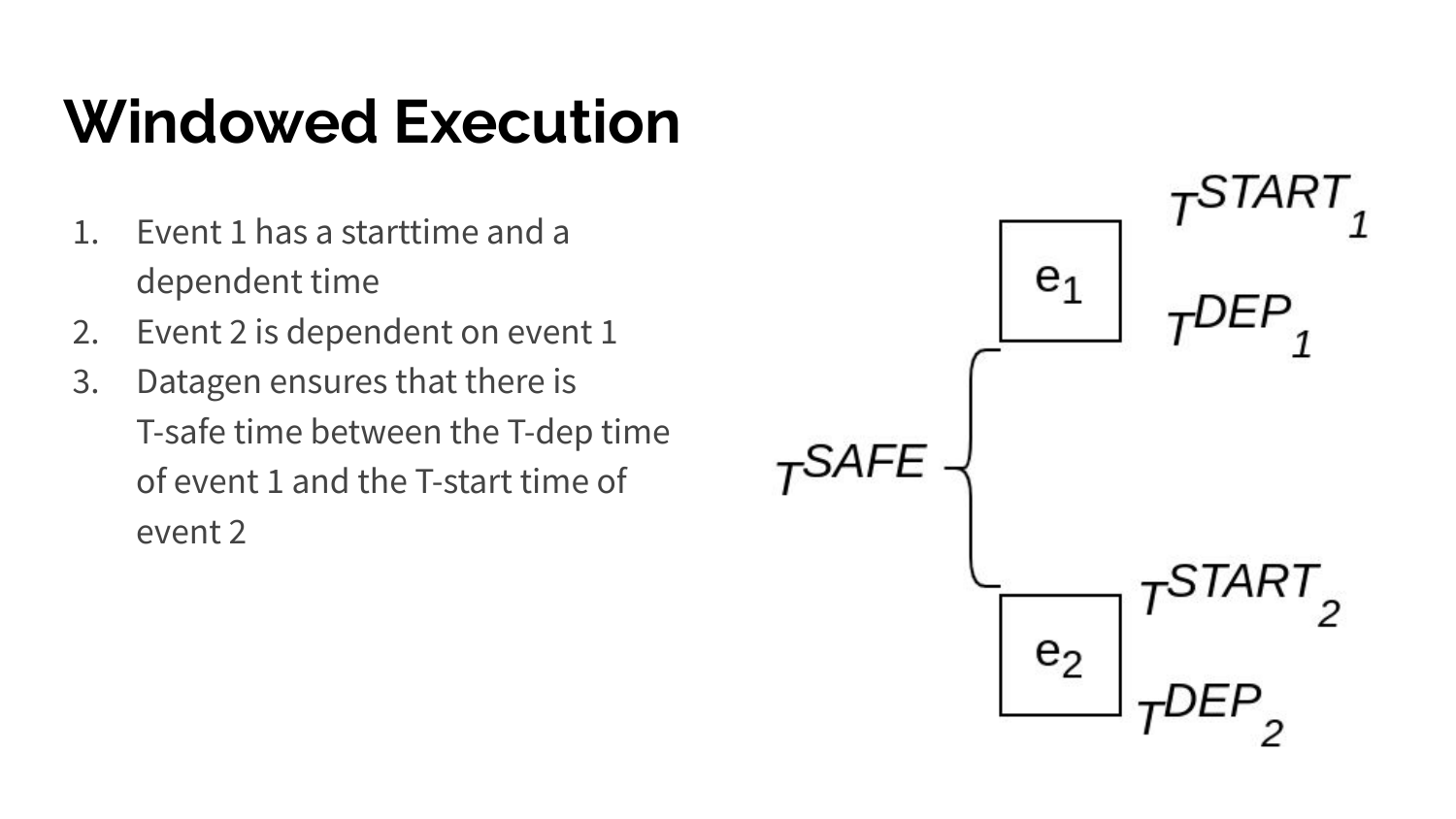# Windowed Execution

1. Event 1 has a starttime and a dependent time
2. Event 2 is dependent on event 1
3. Datagen ensures that there is T-safe time between the T-dep time of event 1 and the T-start time of event 2

$e_1$ $T^{START}_1$ $T^{DEP}_1$

$T^{SAFE}$

$e_2$ $T^{START}_2$ $T^{DEP}_2$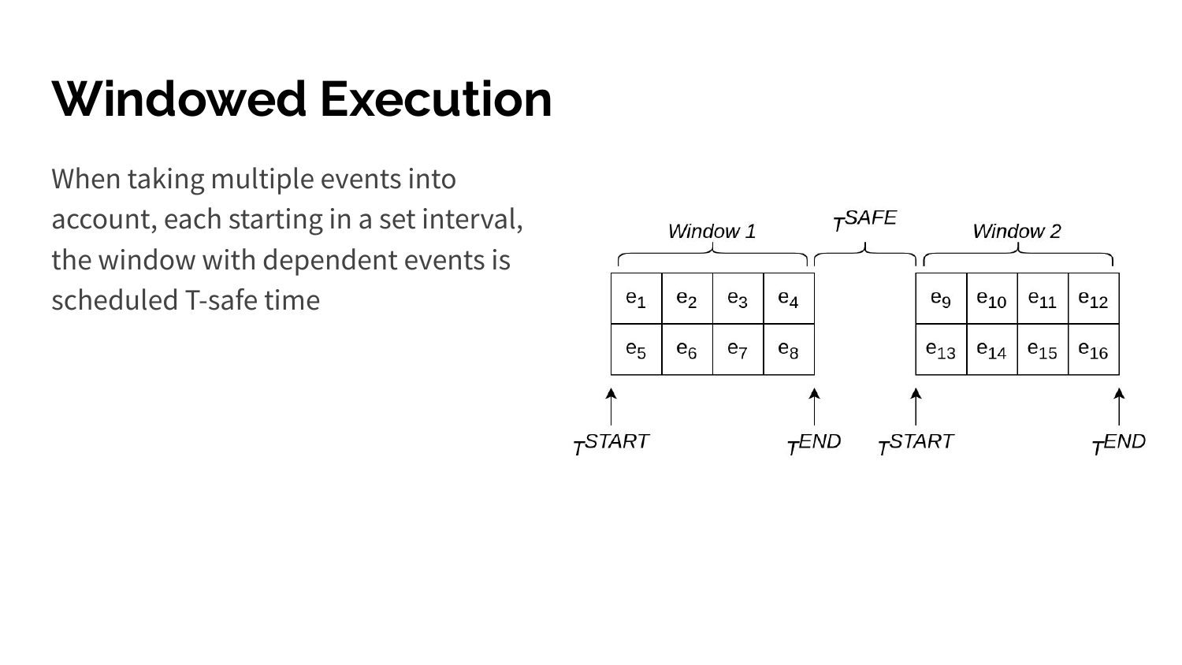# Windowed Execution

When taking multiple events into account, each starting in a set interval, the window with dependent events is scheduled T-safe time

| | Window 1 | | | | $T^{SAFE}$ | | Window 2 | | |
|---|---|---|---|---|---|---|---|---|---|
| $e_1$ | $e_2$ | $e_3$ | $e_4$ | | | $e_9$ | $e_{10}$ | $e_{11}$ | $e_{12}$ |
| $e_5$ | $e_6$ | $e_7$ | $e_8$ | | | $e_{13}$ | $e_{14}$ | $e_{15}$ | $e_{16}$ |

$T^{START}$ $T^{END}$ $T^{START}$ $T^{END}$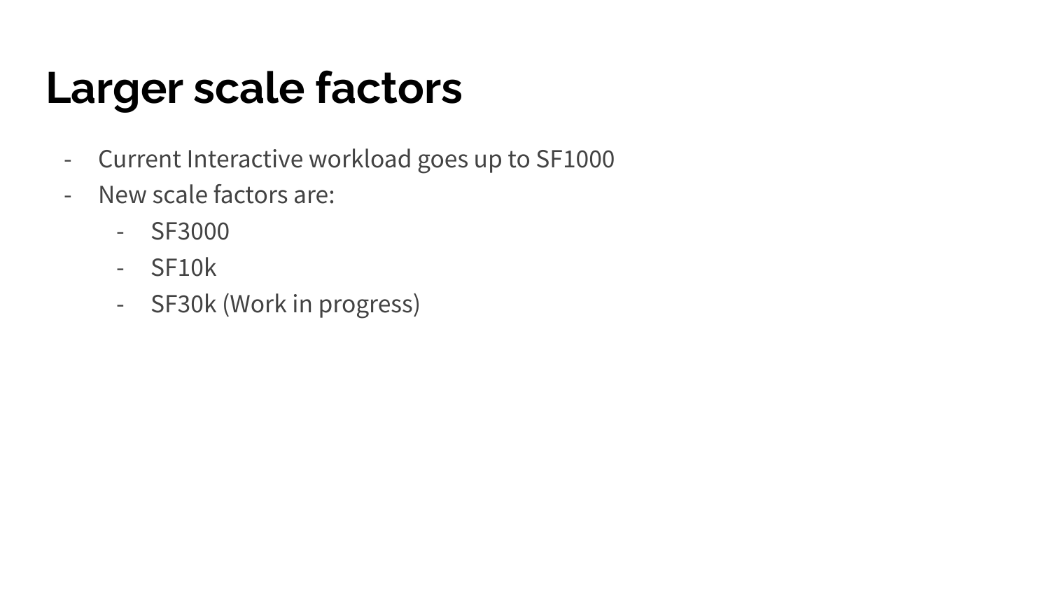# Larger scale factors

- Current Interactive workload goes up to SF1000
- New scale factors are:
  - SF3000
  - SF10k
  - SF30k (Work in progress)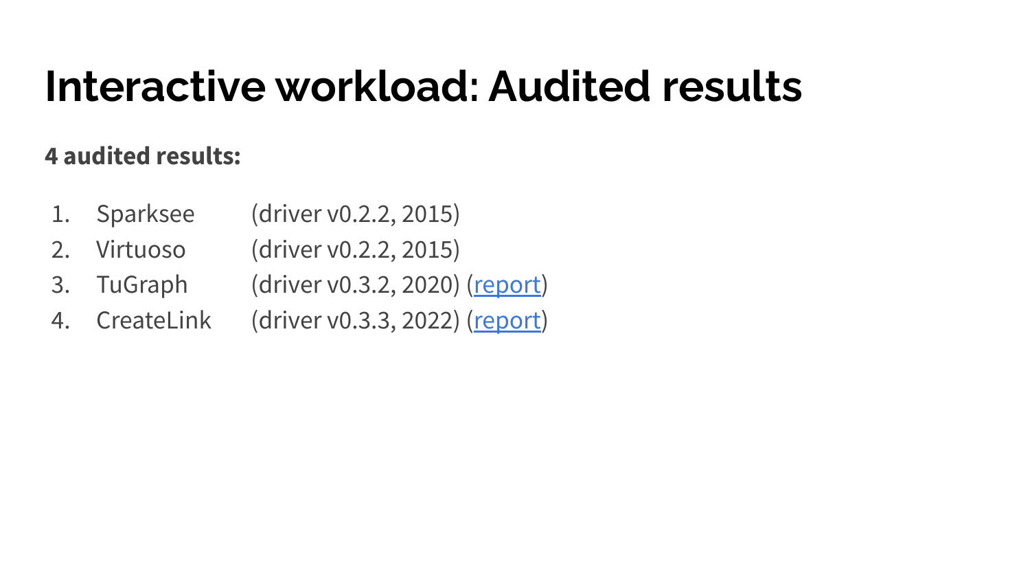# Interactive workload: Audited results

**4 audited results:**

1. Sparksee (driver v0.2.2, 2015)
2. Virtuoso (driver v0.2.2, 2015)
3. TuGraph (driver v0.3.2, 2020) (report)
4. CreateLink (driver v0.3.3, 2022) (report)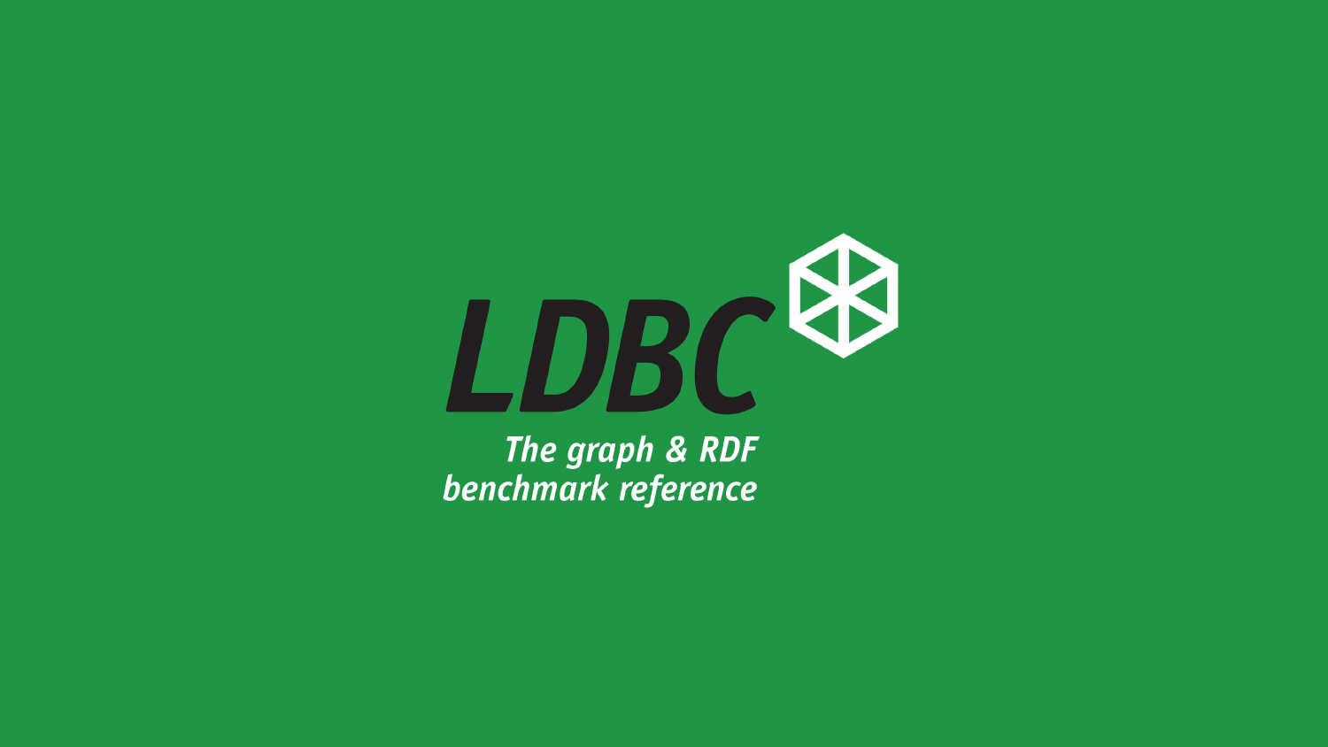LDBC

The graph & RDF
benchmark reference